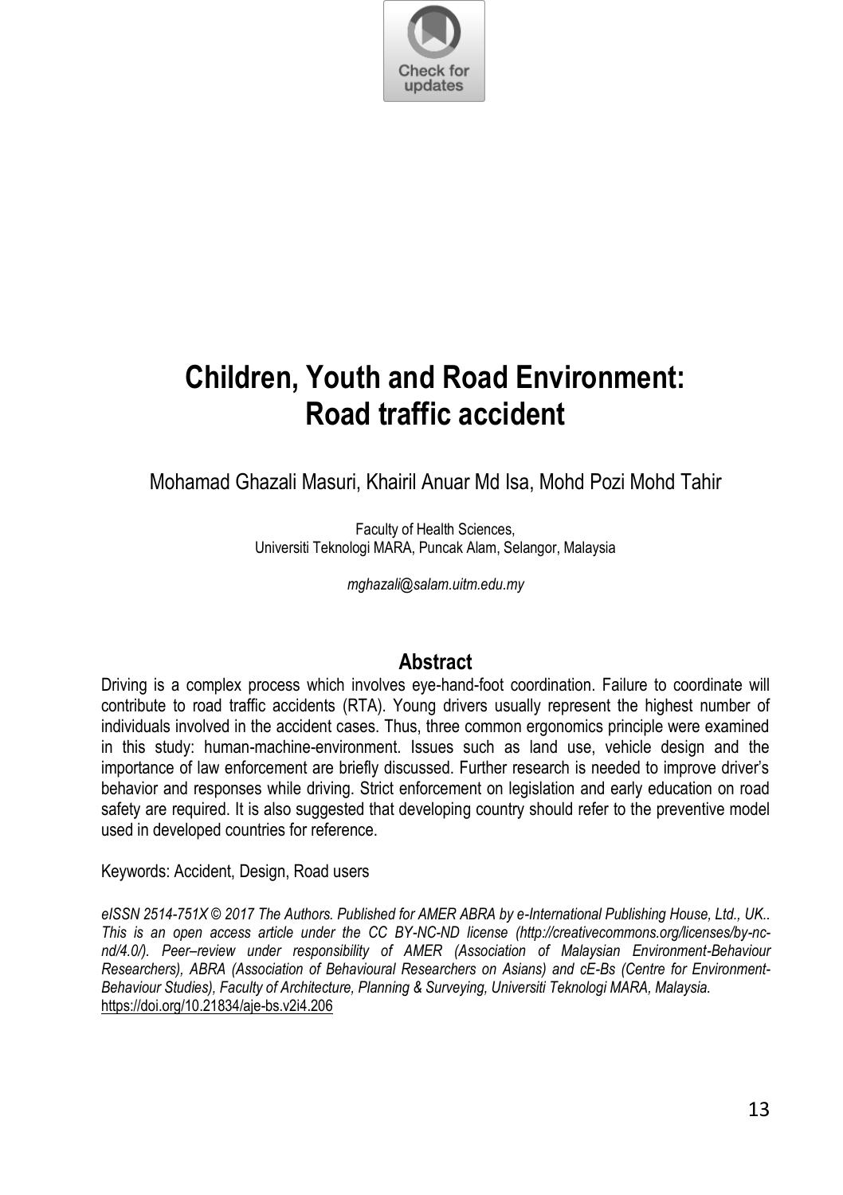# Children, Youth and Road Environment: Road traffic accident

Mohamad Ghazali Masuri, Khairil Anuar Md Isa, Mohd Pozi Mohd Tahir

Faculty of Health Sciences,
Universiti Teknologi MARA, Puncak Alam, Selangor, Malaysia

*mghazali@salam.uitm.edu.my*

## Abstract

Driving is a complex process which involves eye-hand-foot coordination. Failure to coordinate will contribute to road traffic accidents (RTA). Young drivers usually represent the highest number of individuals involved in the accident cases. Thus, three common ergonomics principle were examined in this study: human-machine-environment. Issues such as land use, vehicle design and the importance of law enforcement are briefly discussed. Further research is needed to improve driver's behavior and responses while driving. Strict enforcement on legislation and early education on road safety are required. It is also suggested that developing country should refer to the preventive model used in developed countries for reference.

Keywords: Accident, Design, Road users

*eISSN 2514-751X © 2017 The Authors. Published for AMER ABRA by e-International Publishing House, Ltd., UK.. This is an open access article under the CC BY-NC-ND license (http://creativecommons.org/licenses/by-nc-nd/4.0/). Peer–review under responsibility of AMER (Association of Malaysian Environment-Behaviour Researchers), ABRA (Association of Behavioural Researchers on Asians) and cE-Bs (Centre for Environment-Behaviour Studies), Faculty of Architecture, Planning & Surveying, Universiti Teknologi MARA, Malaysia.*
https://doi.org/10.21834/aje-bs.v2i4.206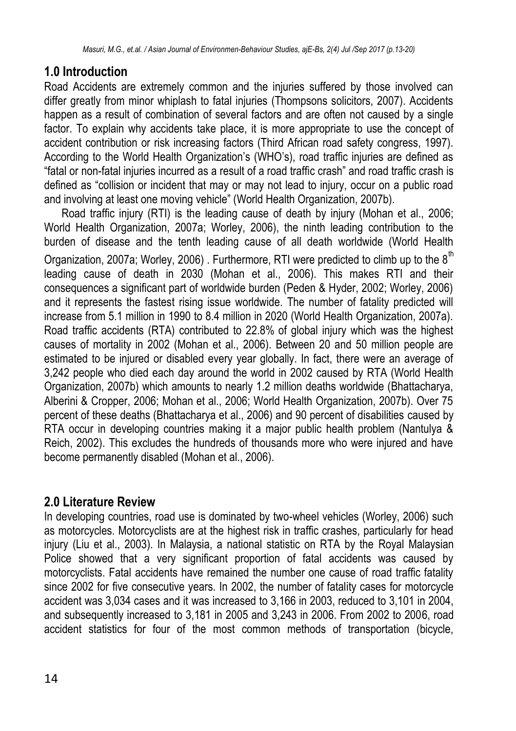## 1.0 Introduction

Road Accidents are extremely common and the injuries suffered by those involved can differ greatly from minor whiplash to fatal injuries (Thompsons solicitors, 2007). Accidents happen as a result of combination of several factors and are often not caused by a single factor. To explain why accidents take place, it is more appropriate to use the concept of accident contribution or risk increasing factors (Third African road safety congress, 1997). According to the World Health Organization's (WHO's), road traffic injuries are defined as "fatal or non-fatal injuries incurred as a result of a road traffic crash" and road traffic crash is defined as "collision or incident that may or may not lead to injury, occur on a public road and involving at least one moving vehicle" (World Health Organization, 2007b).

Road traffic injury (RTI) is the leading cause of death by injury (Mohan et al., 2006; World Health Organization, 2007a; Worley, 2006), the ninth leading contribution to the burden of disease and the tenth leading cause of all death worldwide (World Health Organization, 2007a; Worley, 2006) . Furthermore, RTI were predicted to climb up to the 8th leading cause of death in 2030 (Mohan et al., 2006). This makes RTI and their consequences a significant part of worldwide burden (Peden & Hyder, 2002; Worley, 2006) and it represents the fastest rising issue worldwide. The number of fatality predicted will increase from 5.1 million in 1990 to 8.4 million in 2020 (World Health Organization, 2007a). Road traffic accidents (RTA) contributed to 22.8% of global injury which was the highest causes of mortality in 2002 (Mohan et al., 2006). Between 20 and 50 million people are estimated to be injured or disabled every year globally. In fact, there were an average of 3,242 people who died each day around the world in 2002 caused by RTA (World Health Organization, 2007b) which amounts to nearly 1.2 million deaths worldwide (Bhattacharya, Alberini & Cropper, 2006; Mohan et al., 2006; World Health Organization, 2007b). Over 75 percent of these deaths (Bhattacharya et al., 2006) and 90 percent of disabilities caused by RTA occur in developing countries making it a major public health problem (Nantulya & Reich, 2002). This excludes the hundreds of thousands more who were injured and have become permanently disabled (Mohan et al., 2006).

## 2.0 Literature Review

In developing countries, road use is dominated by two-wheel vehicles (Worley, 2006) such as motorcycles. Motorcyclists are at the highest risk in traffic crashes, particularly for head injury (Liu et al., 2003). In Malaysia, a national statistic on RTA by the Royal Malaysian Police showed that a very significant proportion of fatal accidents was caused by motorcyclists. Fatal accidents have remained the number one cause of road traffic fatality since 2002 for five consecutive years. In 2002, the number of fatality cases for motorcycle accident was 3,034 cases and it was increased to 3,166 in 2003, reduced to 3,101 in 2004, and subsequently increased to 3,181 in 2005 and 3,243 in 2006. From 2002 to 2006, road accident statistics for four of the most common methods of transportation (bicycle,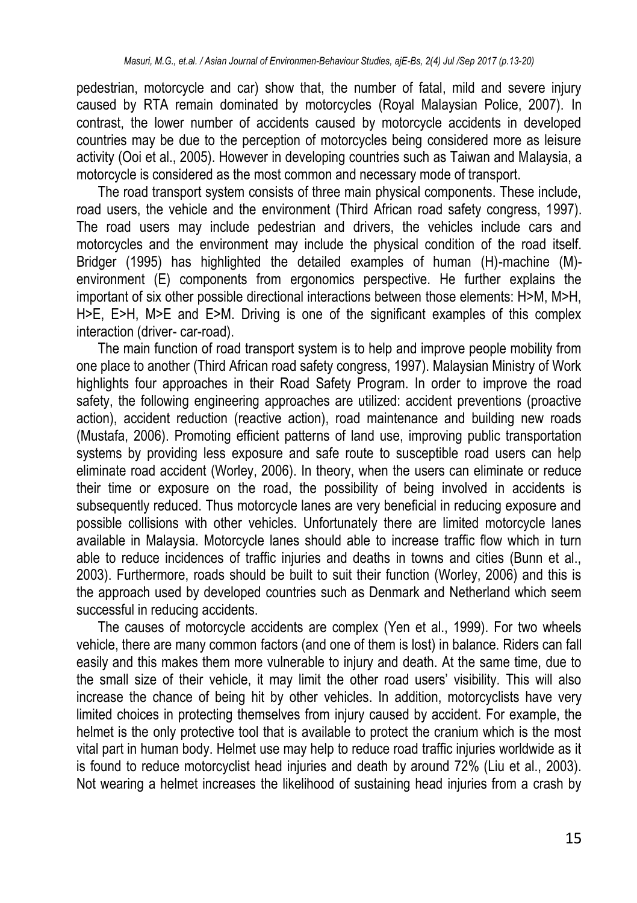pedestrian, motorcycle and car) show that, the number of fatal, mild and severe injury caused by RTA remain dominated by motorcycles (Royal Malaysian Police, 2007). In contrast, the lower number of accidents caused by motorcycle accidents in developed countries may be due to the perception of motorcycles being considered more as leisure activity (Ooi et al., 2005). However in developing countries such as Taiwan and Malaysia, a motorcycle is considered as the most common and necessary mode of transport.

The road transport system consists of three main physical components. These include, road users, the vehicle and the environment (Third African road safety congress, 1997). The road users may include pedestrian and drivers, the vehicles include cars and motorcycles and the environment may include the physical condition of the road itself. Bridger (1995) has highlighted the detailed examples of human (H)-machine (M)-environment (E) components from ergonomics perspective. He further explains the important of six other possible directional interactions between those elements: H>M, M>H, H>E, E>H, M>E and E>M. Driving is one of the significant examples of this complex interaction (driver- car-road).

The main function of road transport system is to help and improve people mobility from one place to another (Third African road safety congress, 1997). Malaysian Ministry of Work highlights four approaches in their Road Safety Program. In order to improve the road safety, the following engineering approaches are utilized: accident preventions (proactive action), accident reduction (reactive action), road maintenance and building new roads (Mustafa, 2006). Promoting efficient patterns of land use, improving public transportation systems by providing less exposure and safe route to susceptible road users can help eliminate road accident (Worley, 2006). In theory, when the users can eliminate or reduce their time or exposure on the road, the possibility of being involved in accidents is subsequently reduced. Thus motorcycle lanes are very beneficial in reducing exposure and possible collisions with other vehicles. Unfortunately there are limited motorcycle lanes available in Malaysia. Motorcycle lanes should able to increase traffic flow which in turn able to reduce incidences of traffic injuries and deaths in towns and cities (Bunn et al., 2003). Furthermore, roads should be built to suit their function (Worley, 2006) and this is the approach used by developed countries such as Denmark and Netherland which seem successful in reducing accidents.

The causes of motorcycle accidents are complex (Yen et al., 1999). For two wheels vehicle, there are many common factors (and one of them is lost) in balance. Riders can fall easily and this makes them more vulnerable to injury and death. At the same time, due to the small size of their vehicle, it may limit the other road users' visibility. This will also increase the chance of being hit by other vehicles. In addition, motorcyclists have very limited choices in protecting themselves from injury caused by accident. For example, the helmet is the only protective tool that is available to protect the cranium which is the most vital part in human body. Helmet use may help to reduce road traffic injuries worldwide as it is found to reduce motorcyclist head injuries and death by around 72% (Liu et al., 2003). Not wearing a helmet increases the likelihood of sustaining head injuries from a crash by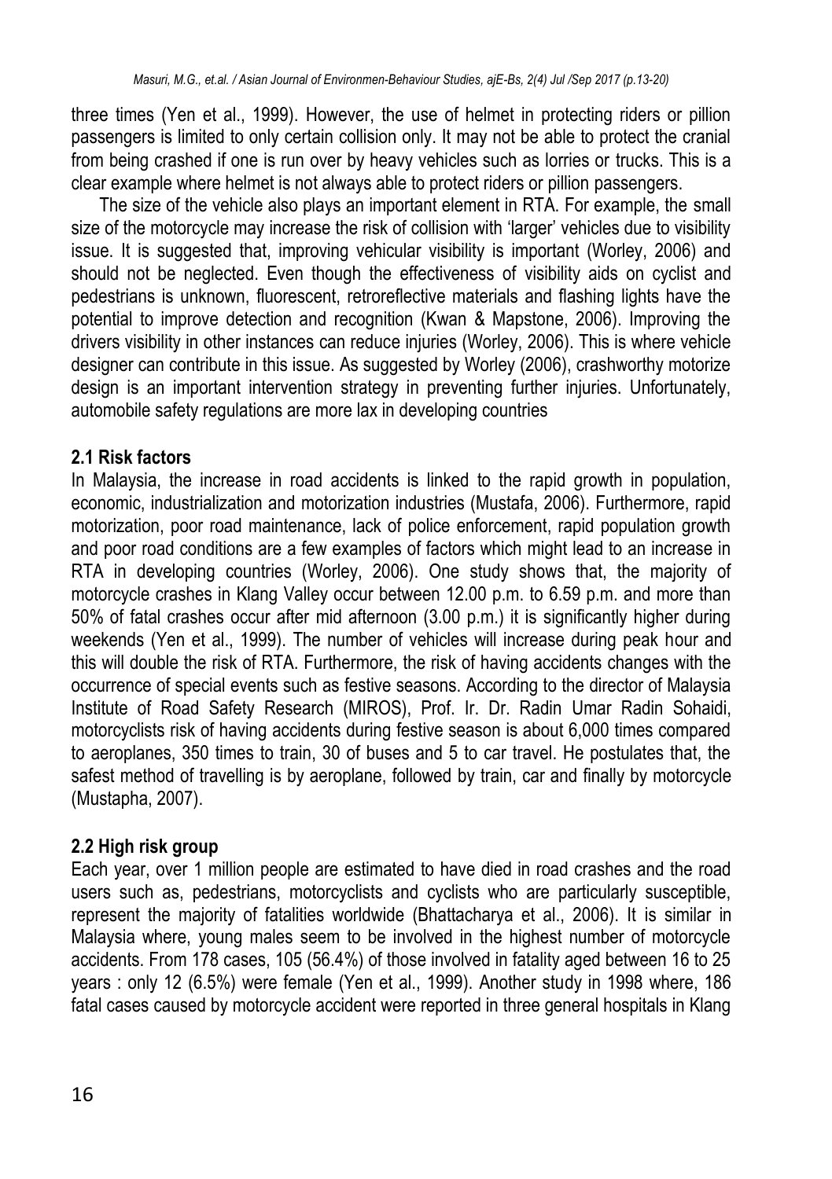three times (Yen et al., 1999). However, the use of helmet in protecting riders or pillion passengers is limited to only certain collision only. It may not be able to protect the cranial from being crashed if one is run over by heavy vehicles such as lorries or trucks. This is a clear example where helmet is not always able to protect riders or pillion passengers.

The size of the vehicle also plays an important element in RTA. For example, the small size of the motorcycle may increase the risk of collision with 'larger' vehicles due to visibility issue. It is suggested that, improving vehicular visibility is important (Worley, 2006) and should not be neglected. Even though the effectiveness of visibility aids on cyclist and pedestrians is unknown, fluorescent, retroreflective materials and flashing lights have the potential to improve detection and recognition (Kwan & Mapstone, 2006). Improving the drivers visibility in other instances can reduce injuries (Worley, 2006). This is where vehicle designer can contribute in this issue. As suggested by Worley (2006), crashworthy motorize design is an important intervention strategy in preventing further injuries. Unfortunately, automobile safety regulations are more lax in developing countries

### 2.1 Risk factors

In Malaysia, the increase in road accidents is linked to the rapid growth in population, economic, industrialization and motorization industries (Mustafa, 2006). Furthermore, rapid motorization, poor road maintenance, lack of police enforcement, rapid population growth and poor road conditions are a few examples of factors which might lead to an increase in RTA in developing countries (Worley, 2006). One study shows that, the majority of motorcycle crashes in Klang Valley occur between 12.00 p.m. to 6.59 p.m. and more than 50% of fatal crashes occur after mid afternoon (3.00 p.m.) it is significantly higher during weekends (Yen et al., 1999). The number of vehicles will increase during peak hour and this will double the risk of RTA. Furthermore, the risk of having accidents changes with the occurrence of special events such as festive seasons. According to the director of Malaysia Institute of Road Safety Research (MIROS), Prof. Ir. Dr. Radin Umar Radin Sohaidi, motorcyclists risk of having accidents during festive season is about 6,000 times compared to aeroplanes, 350 times to train, 30 of buses and 5 to car travel. He postulates that, the safest method of travelling is by aeroplane, followed by train, car and finally by motorcycle (Mustapha, 2007).

### 2.2 High risk group

Each year, over 1 million people are estimated to have died in road crashes and the road users such as, pedestrians, motorcyclists and cyclists who are particularly susceptible, represent the majority of fatalities worldwide (Bhattacharya et al., 2006). It is similar in Malaysia where, young males seem to be involved in the highest number of motorcycle accidents. From 178 cases, 105 (56.4%) of those involved in fatality aged between 16 to 25 years : only 12 (6.5%) were female (Yen et al., 1999). Another study in 1998 where, 186 fatal cases caused by motorcycle accident were reported in three general hospitals in Klang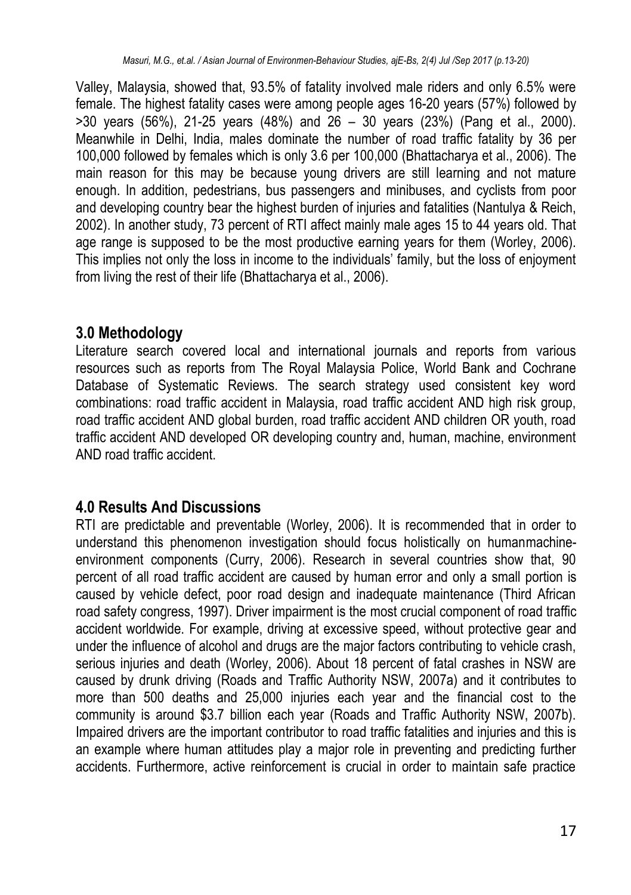Valley, Malaysia, showed that, 93.5% of fatality involved male riders and only 6.5% were female. The highest fatality cases were among people ages 16-20 years (57%) followed by >30 years (56%), 21-25 years (48%) and 26 – 30 years (23%) (Pang et al., 2000). Meanwhile in Delhi, India, males dominate the number of road traffic fatality by 36 per 100,000 followed by females which is only 3.6 per 100,000 (Bhattacharya et al., 2006). The main reason for this may be because young drivers are still learning and not mature enough. In addition, pedestrians, bus passengers and minibuses, and cyclists from poor and developing country bear the highest burden of injuries and fatalities (Nantulya & Reich, 2002). In another study, 73 percent of RTI affect mainly male ages 15 to 44 years old. That age range is supposed to be the most productive earning years for them (Worley, 2006). This implies not only the loss in income to the individuals' family, but the loss of enjoyment from living the rest of their life (Bhattacharya et al., 2006).

## 3.0 Methodology

Literature search covered local and international journals and reports from various resources such as reports from The Royal Malaysia Police, World Bank and Cochrane Database of Systematic Reviews. The search strategy used consistent key word combinations: road traffic accident in Malaysia, road traffic accident AND high risk group, road traffic accident AND global burden, road traffic accident AND children OR youth, road traffic accident AND developed OR developing country and, human, machine, environment AND road traffic accident.

## 4.0 Results And Discussions

RTI are predictable and preventable (Worley, 2006). It is recommended that in order to understand this phenomenon investigation should focus holistically on humanmachine-environment components (Curry, 2006). Research in several countries show that, 90 percent of all road traffic accident are caused by human error and only a small portion is caused by vehicle defect, poor road design and inadequate maintenance (Third African road safety congress, 1997). Driver impairment is the most crucial component of road traffic accident worldwide. For example, driving at excessive speed, without protective gear and under the influence of alcohol and drugs are the major factors contributing to vehicle crash, serious injuries and death (Worley, 2006). About 18 percent of fatal crashes in NSW are caused by drunk driving (Roads and Traffic Authority NSW, 2007a) and it contributes to more than 500 deaths and 25,000 injuries each year and the financial cost to the community is around $3.7 billion each year (Roads and Traffic Authority NSW, 2007b). Impaired drivers are the important contributor to road traffic fatalities and injuries and this is an example where human attitudes play a major role in preventing and predicting further accidents. Furthermore, active reinforcement is crucial in order to maintain safe practice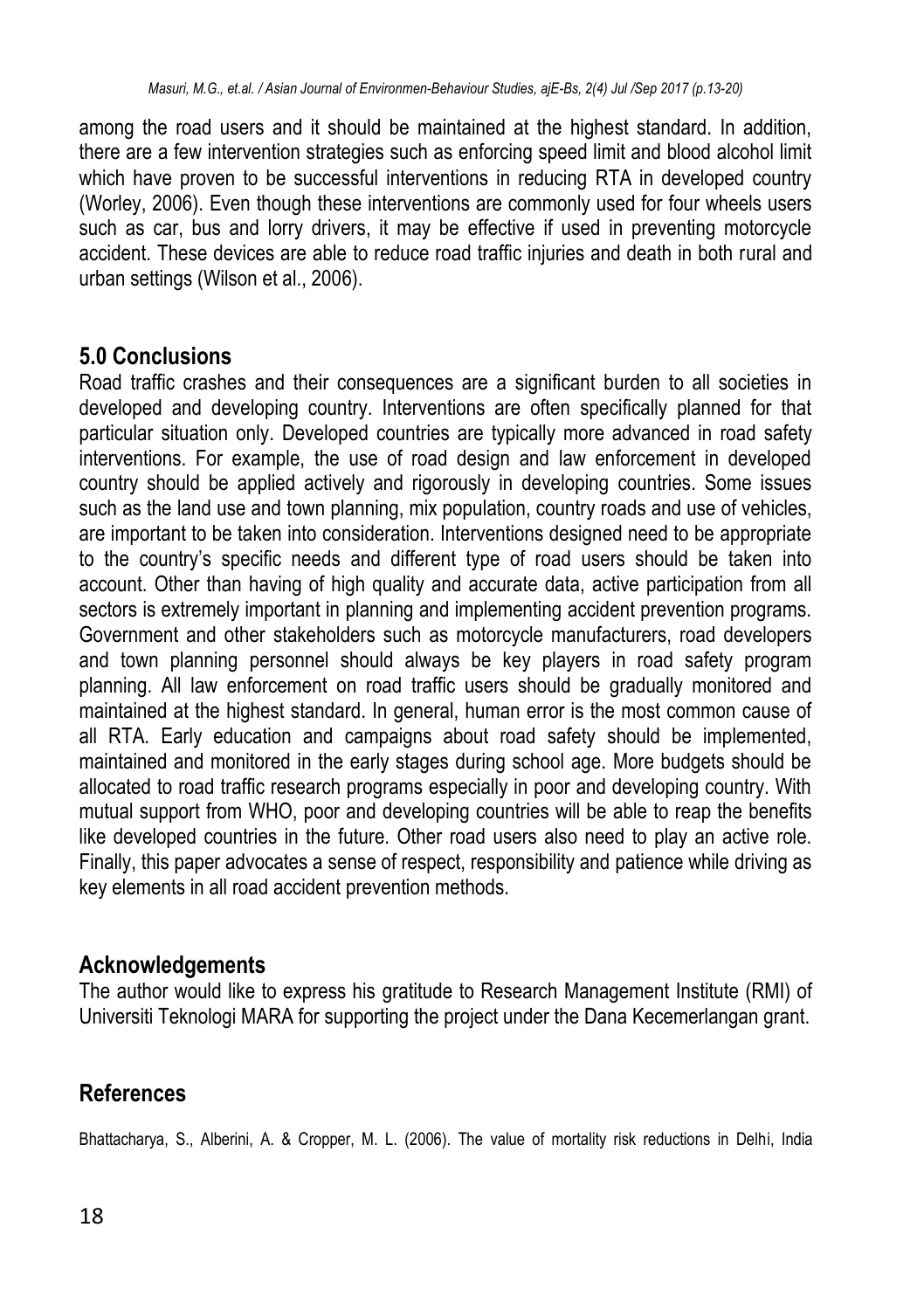among the road users and it should be maintained at the highest standard. In addition, there are a few intervention strategies such as enforcing speed limit and blood alcohol limit which have proven to be successful interventions in reducing RTA in developed country (Worley, 2006). Even though these interventions are commonly used for four wheels users such as car, bus and lorry drivers, it may be effective if used in preventing motorcycle accident. These devices are able to reduce road traffic injuries and death in both rural and urban settings (Wilson et al., 2006).

## 5.0 Conclusions

Road traffic crashes and their consequences are a significant burden to all societies in developed and developing country. Interventions are often specifically planned for that particular situation only. Developed countries are typically more advanced in road safety interventions. For example, the use of road design and law enforcement in developed country should be applied actively and rigorously in developing countries. Some issues such as the land use and town planning, mix population, country roads and use of vehicles, are important to be taken into consideration. Interventions designed need to be appropriate to the country's specific needs and different type of road users should be taken into account. Other than having of high quality and accurate data, active participation from all sectors is extremely important in planning and implementing accident prevention programs. Government and other stakeholders such as motorcycle manufacturers, road developers and town planning personnel should always be key players in road safety program planning. All law enforcement on road traffic users should be gradually monitored and maintained at the highest standard. In general, human error is the most common cause of all RTA. Early education and campaigns about road safety should be implemented, maintained and monitored in the early stages during school age. More budgets should be allocated to road traffic research programs especially in poor and developing country. With mutual support from WHO, poor and developing countries will be able to reap the benefits like developed countries in the future. Other road users also need to play an active role. Finally, this paper advocates a sense of respect, responsibility and patience while driving as key elements in all road accident prevention methods.

## Acknowledgements

The author would like to express his gratitude to Research Management Institute (RMI) of Universiti Teknologi MARA for supporting the project under the Dana Kecemerlangan grant.

## References

Bhattacharya, S., Alberini, A. & Cropper, M. L. (2006). The value of mortality risk reductions in Delhi, India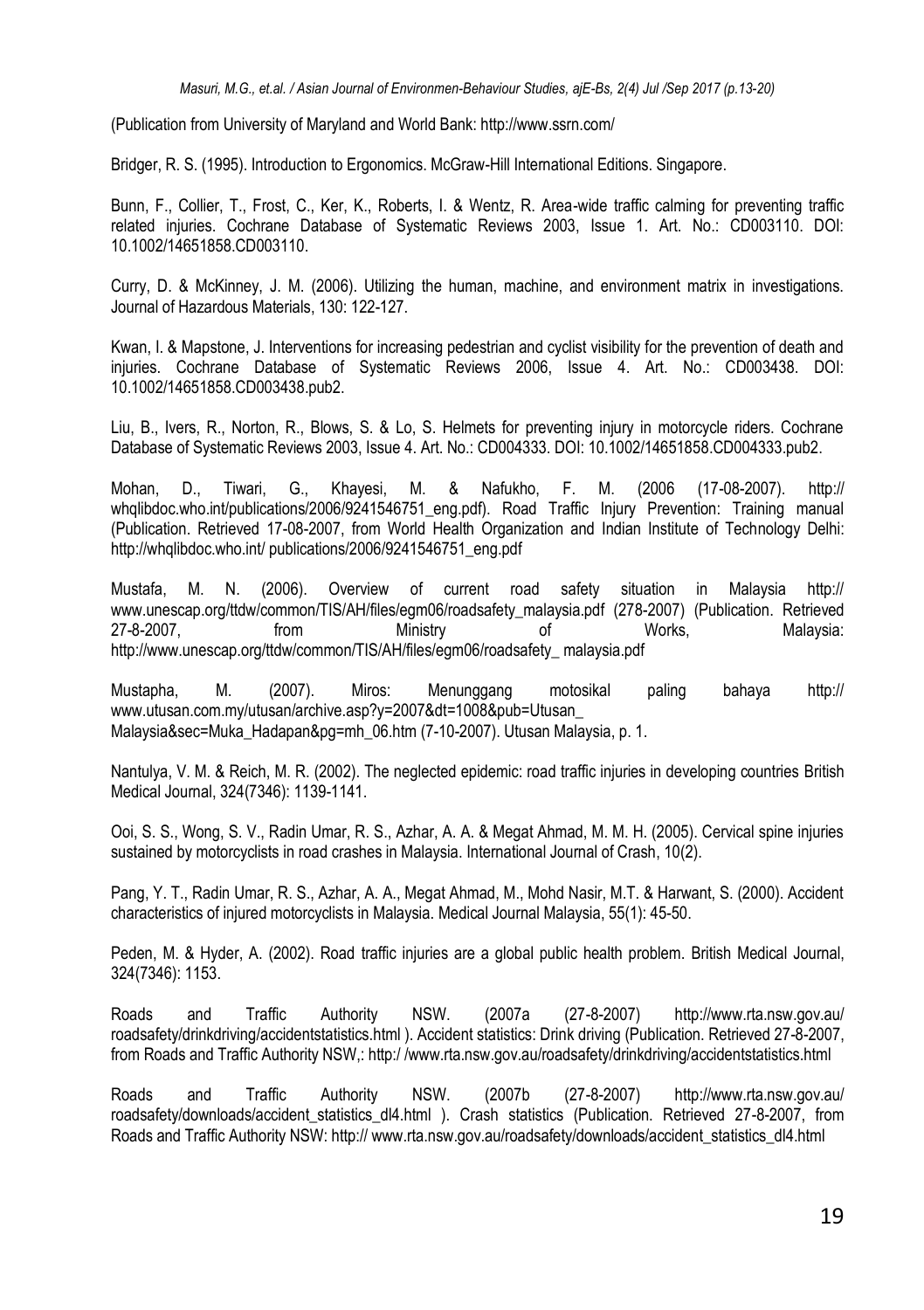(Publication from University of Maryland and World Bank: http://www.ssrn.com/

Bridger, R. S. (1995). Introduction to Ergonomics. McGraw-Hill International Editions. Singapore.

Bunn, F., Collier, T., Frost, C., Ker, K., Roberts, I. & Wentz, R. Area-wide traffic calming for preventing traffic related injuries. Cochrane Database of Systematic Reviews 2003, Issue 1. Art. No.: CD003110. DOI: 10.1002/14651858.CD003110.

Curry, D. & McKinney, J. M. (2006). Utilizing the human, machine, and environment matrix in investigations. Journal of Hazardous Materials, 130: 122-127.

Kwan, I. & Mapstone, J. Interventions for increasing pedestrian and cyclist visibility for the prevention of death and injuries. Cochrane Database of Systematic Reviews 2006, Issue 4. Art. No.: CD003438. DOI: 10.1002/14651858.CD003438.pub2.

Liu, B., Ivers, R., Norton, R., Blows, S. & Lo, S. Helmets for preventing injury in motorcycle riders. Cochrane Database of Systematic Reviews 2003, Issue 4. Art. No.: CD004333. DOI: 10.1002/14651858.CD004333.pub2.

Mohan, D., Tiwari, G., Khayesi, M. & Nafukho, F. M. (2006 (17-08-2007). http:// whqlibdoc.who.int/publications/2006/9241546751_eng.pdf). Road Traffic Injury Prevention: Training manual (Publication. Retrieved 17-08-2007, from World Health Organization and Indian Institute of Technology Delhi: http://whqlibdoc.who.int/ publications/2006/9241546751_eng.pdf

Mustafa, M. N. (2006). Overview of current road safety situation in Malaysia http:// www.unescap.org/ttdw/common/TIS/AH/files/egm06/roadsafety_malaysia.pdf (278-2007) (Publication. Retrieved 27-8-2007, from Ministry of Works, Malaysia: http://www.unescap.org/ttdw/common/TIS/AH/files/egm06/roadsafety_ malaysia.pdf

Mustapha, M. (2007). Miros: Menunggang motosikal paling bahaya http:// www.utusan.com.my/utusan/archive.asp?y=2007&dt=1008&pub=Utusan_ Malaysia&sec=Muka_Hadapan&pg=mh_06.htm (7-10-2007). Utusan Malaysia, p. 1.

Nantulya, V. M. & Reich, M. R. (2002). The neglected epidemic: road traffic injuries in developing countries British Medical Journal, 324(7346): 1139-1141.

Ooi, S. S., Wong, S. V., Radin Umar, R. S., Azhar, A. A. & Megat Ahmad, M. M. H. (2005). Cervical spine injuries sustained by motorcyclists in road crashes in Malaysia. International Journal of Crash, 10(2).

Pang, Y. T., Radin Umar, R. S., Azhar, A. A., Megat Ahmad, M., Mohd Nasir, M.T. & Harwant, S. (2000). Accident characteristics of injured motorcyclists in Malaysia. Medical Journal Malaysia, 55(1): 45-50.

Peden, M. & Hyder, A. (2002). Road traffic injuries are a global public health problem. British Medical Journal, 324(7346): 1153.

Roads and Traffic Authority NSW. (2007a (27-8-2007) http://www.rta.nsw.gov.au/ roadsafety/drinkdriving/accidentstatistics.html ). Accident statistics: Drink driving (Publication. Retrieved 27-8-2007, from Roads and Traffic Authority NSW,: http:/ /www.rta.nsw.gov.au/roadsafety/drinkdriving/accidentstatistics.html

Roads and Traffic Authority NSW. (2007b (27-8-2007) http://www.rta.nsw.gov.au/ roadsafety/downloads/accident_statistics_dl4.html ). Crash statistics (Publication. Retrieved 27-8-2007, from Roads and Traffic Authority NSW: http:// www.rta.nsw.gov.au/roadsafety/downloads/accident_statistics_dl4.html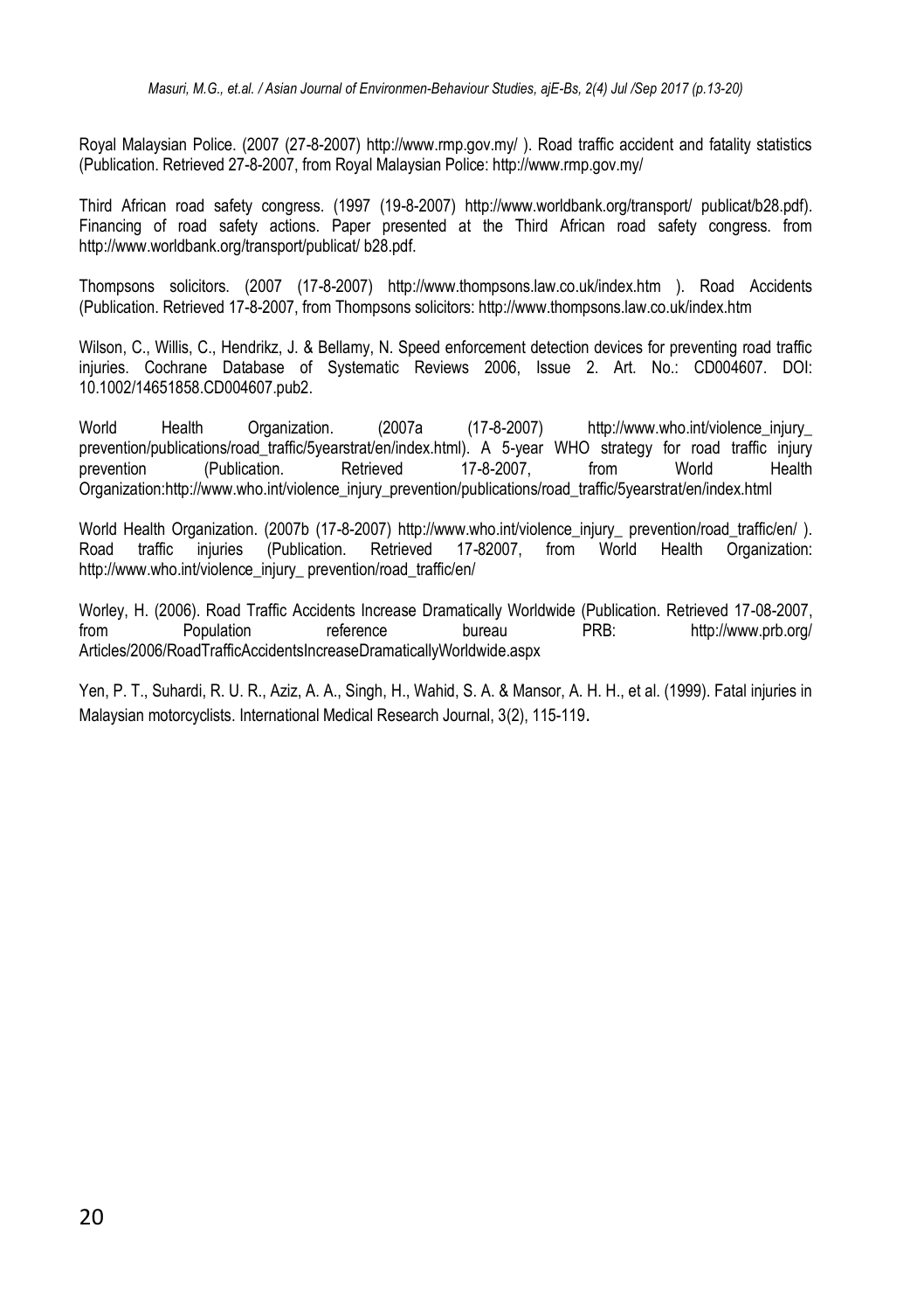Royal Malaysian Police. (2007 (27-8-2007) http://www.rmp.gov.my/ ). Road traffic accident and fatality statistics (Publication. Retrieved 27-8-2007, from Royal Malaysian Police: http://www.rmp.gov.my/

Third African road safety congress. (1997 (19-8-2007) http://www.worldbank.org/transport/ publicat/b28.pdf). Financing of road safety actions. Paper presented at the Third African road safety congress. from http://www.worldbank.org/transport/publicat/ b28.pdf.

Thompsons solicitors. (2007 (17-8-2007) http://www.thompsons.law.co.uk/index.htm ). Road Accidents (Publication. Retrieved 17-8-2007, from Thompsons solicitors: http://www.thompsons.law.co.uk/index.htm

Wilson, C., Willis, C., Hendrikz, J. & Bellamy, N. Speed enforcement detection devices for preventing road traffic injuries. Cochrane Database of Systematic Reviews 2006, Issue 2. Art. No.: CD004607. DOI: 10.1002/14651858.CD004607.pub2.

World Health Organization. (2007a (17-8-2007) http://www.who.int/violence_injury_ prevention/publications/road_traffic/5yearstrat/en/index.html). A 5-year WHO strategy for road traffic injury prevention (Publication. Retrieved 17-8-2007, from World Health Organization:http://www.who.int/violence_injury_prevention/publications/road_traffic/5yearstrat/en/index.html

World Health Organization. (2007b (17-8-2007) http://www.who.int/violence_injury_ prevention/road_traffic/en/ ). Road traffic injuries (Publication. Retrieved 17-82007, from World Health Organization: http://www.who.int/violence_injury_ prevention/road_traffic/en/

Worley, H. (2006). Road Traffic Accidents Increase Dramatically Worldwide (Publication. Retrieved 17-08-2007, from Population reference bureau PRB: http://www.prb.org/ Articles/2006/RoadTrafficAccidentsIncreaseDramaticallyWorldwide.aspx

Yen, P. T., Suhardi, R. U. R., Aziz, A. A., Singh, H., Wahid, S. A. & Mansor, A. H. H., et al. (1999). Fatal injuries in Malaysian motorcyclists. International Medical Research Journal, 3(2), 115-119.